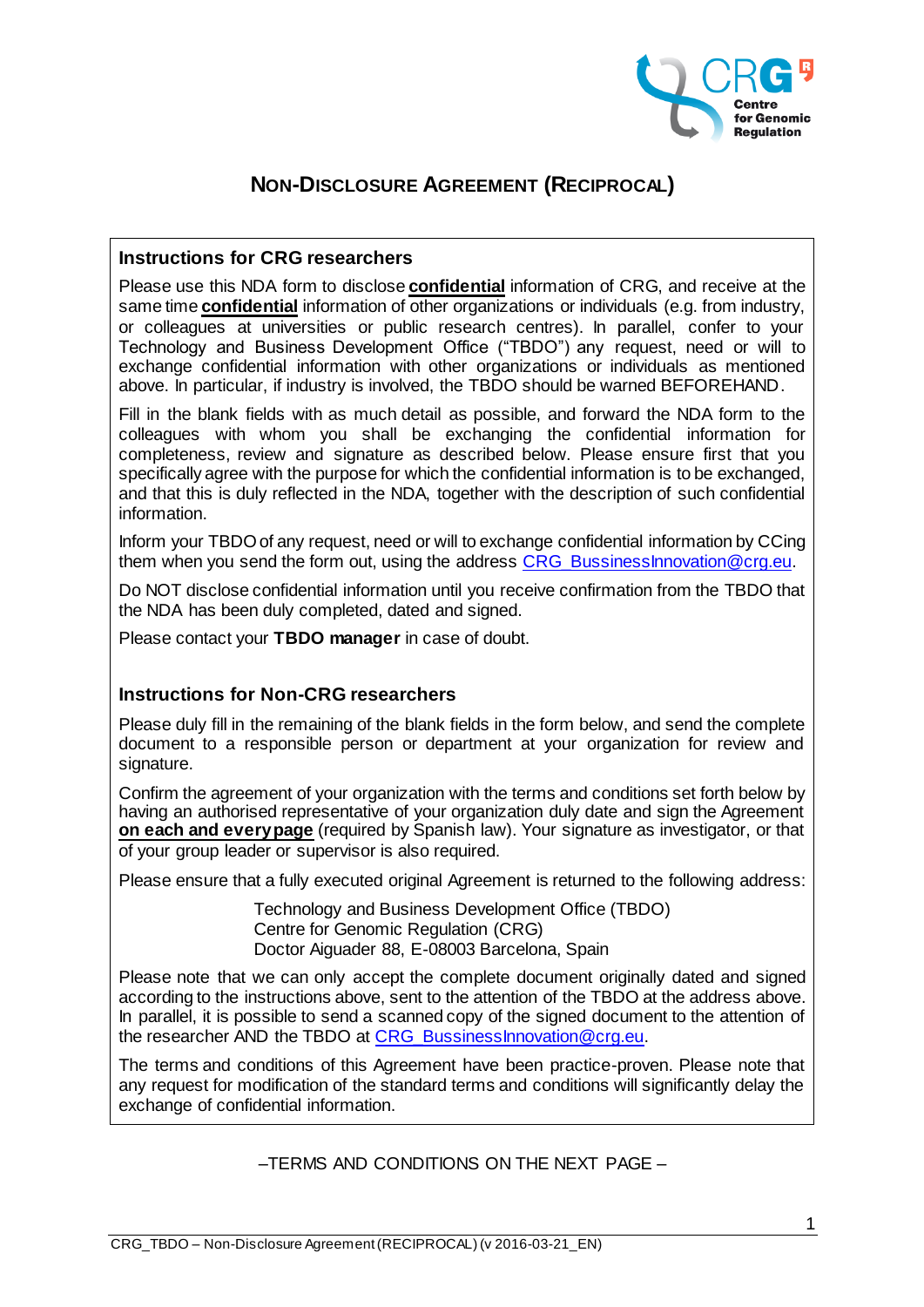# NON-DISCLOSURE AGREEMENT (RECIPROCAL)

## Instructions for CRG researchers

Please use this NDA form to disclose **confidential** information of CRG, and receive at the same time **confidential** information of other organizations or individuals (e.g. from industry, or colleagues at universities or public research centres). In parallel, confer to your Technology and Business Development Office ("TBDO") any request, need or will to exchange confidential information with other organizations or individuals as mentioned above. In particular, if industry is involved, the TBDO should be warned BEFOREHAND.

Fill in the blank fields with as much detail as possible, and forward the NDA form to the colleagues with whom you shall be exchanging the confidential information for completeness, review and signature as described below. Please ensure first that you specifically agree with the purpose for which the confidential information is to be exchanged, and that this is duly reflected in the NDA, together with the description of such confidential information.

Inform your TBDO of any request, need or will to exchange confidential information by CCing them when you send the form out, using the address CRG_BussinessInnovation@crg.eu.

Do NOT disclose confidential information until you receive confirmation from the TBDO that the NDA has been duly completed, dated and signed.

Please contact your **TBDO manager** in case of doubt.

## Instructions for Non-CRG researchers

Please duly fill in the remaining of the blank fields in the form below, and send the complete document to a responsible person or department at your organization for review and signature.

Confirm the agreement of your organization with the terms and conditions set forth below by having an authorised representative of your organization duly date and sign the Agreement **on each and every page** (required by Spanish law). Your signature as investigator, or that of your group leader or supervisor is also required.

Please ensure that a fully executed original Agreement is returned to the following address:

Technology and Business Development Office (TBDO)
Centre for Genomic Regulation (CRG)
Doctor Aiguader 88, E-08003 Barcelona, Spain

Please note that we can only accept the complete document originally dated and signed according to the instructions above, sent to the attention of the TBDO at the address above. In parallel, it is possible to send a scanned copy of the signed document to the attention of the researcher AND the TBDO at CRG_BussinessInnovation@crg.eu.

The terms and conditions of this Agreement have been practice-proven. Please note that any request for modification of the standard terms and conditions will significantly delay the exchange of confidential information.

–TERMS AND CONDITIONS ON THE NEXT PAGE –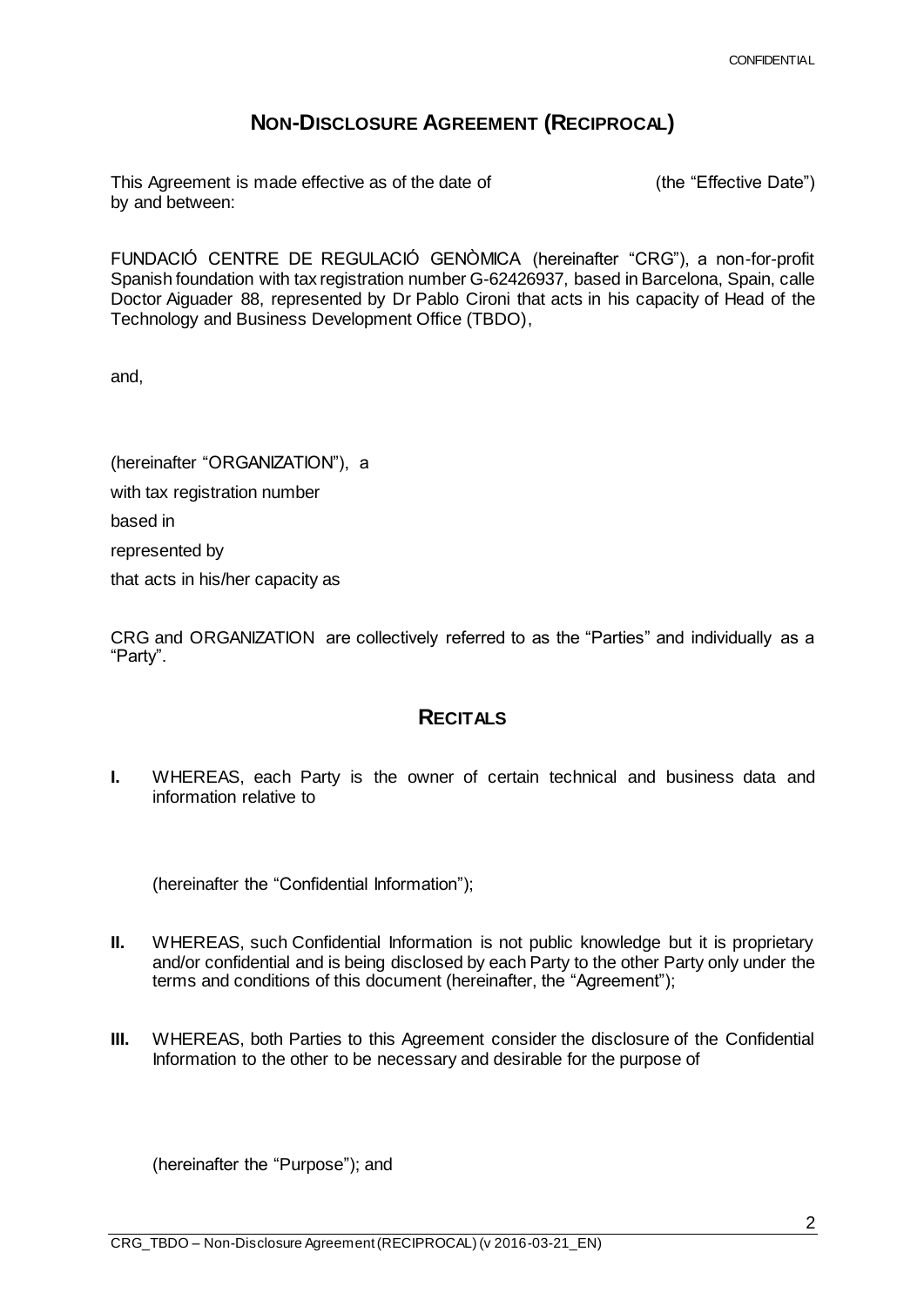# **NON-DISCLOSURE AGREEMENT (RECIPROCAL)**

This Agreement is made effective as of the date of (the "Effective Date") by and between:

FUNDACIÓ CENTRE DE REGULACIÓ GENÒMICA (hereinafter "CRG"), a non-for-profit Spanish foundation with tax registration number G-62426937, based in Barcelona, Spain, calle Doctor Aiguader 88, represented by Dr Pablo Cironi that acts in his capacity of Head of the Technology and Business Development Office (TBDO),

and,

(hereinafter "ORGANIZATION"), a

with tax registration number

based in

represented by

that acts in his/her capacity as

CRG and ORGANIZATION are collectively referred to as the "Parties" and individually as a "Party".

## **RECITALS**

**I.** WHEREAS, each Party is the owner of certain technical and business data and information relative to

(hereinafter the "Confidential Information");

**II.** WHEREAS, such Confidential Information is not public knowledge but it is proprietary and/or confidential and is being disclosed by each Party to the other Party only under the terms and conditions of this document (hereinafter, the "Agreement");

**III.** WHEREAS, both Parties to this Agreement consider the disclosure of the Confidential Information to the other to be necessary and desirable for the purpose of

(hereinafter the "Purpose"); and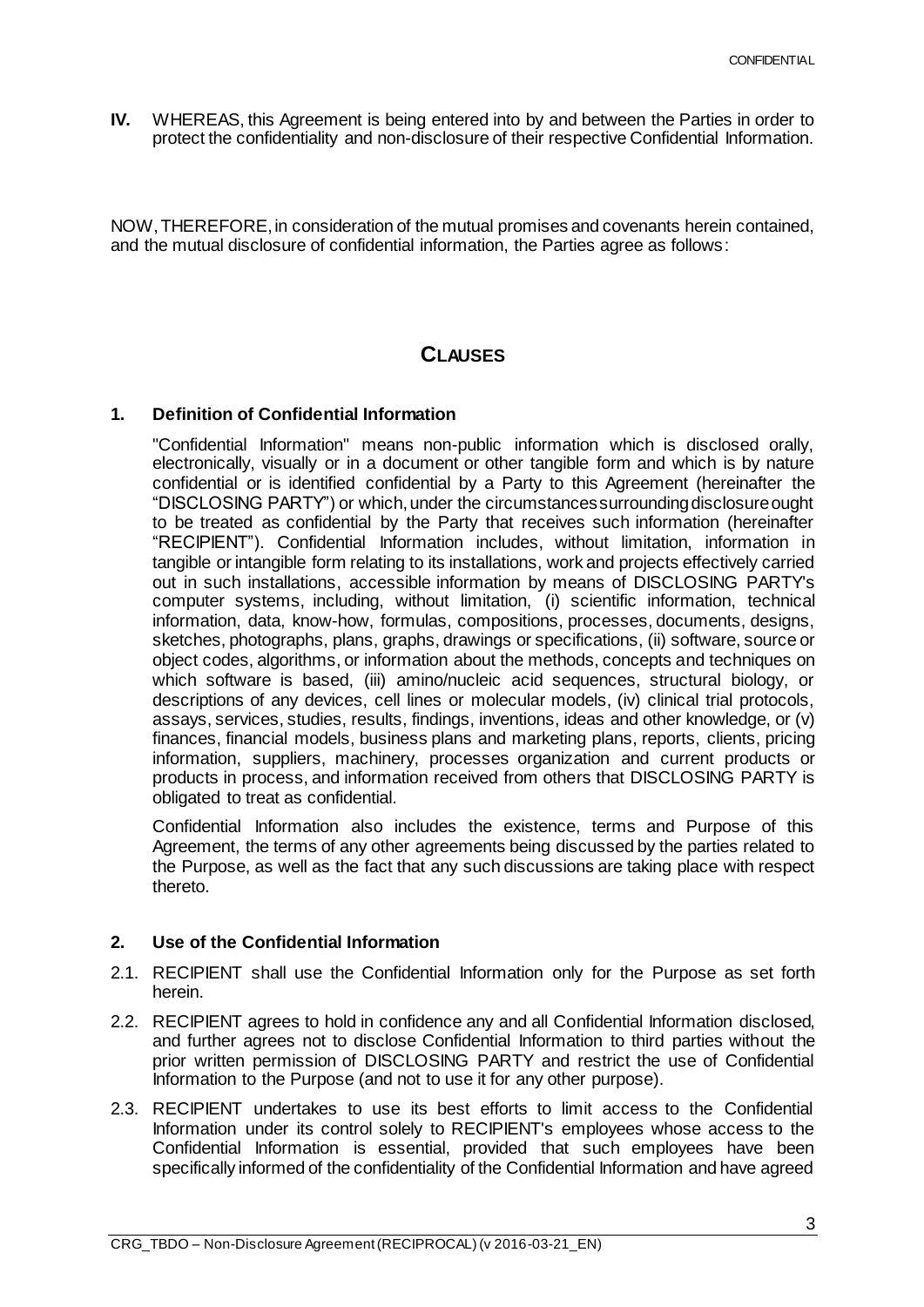**IV.** WHEREAS, this Agreement is being entered into by and between the Parties in order to protect the confidentiality and non-disclosure of their respective Confidential Information.

NOW, THEREFORE, in consideration of the mutual promises and covenants herein contained, and the mutual disclosure of confidential information, the Parties agree as follows:

## CLAUSES

### 1. Definition of Confidential Information

"Confidential Information" means non-public information which is disclosed orally, electronically, visually or in a document or other tangible form and which is by nature confidential or is identified confidential by a Party to this Agreement (hereinafter the "DISCLOSING PARTY") or which, under the circumstances surrounding disclosure ought to be treated as confidential by the Party that receives such information (hereinafter "RECIPIENT"). Confidential Information includes, without limitation, information in tangible or intangible form relating to its installations, work and projects effectively carried out in such installations, accessible information by means of DISCLOSING PARTY's computer systems, including, without limitation, (i) scientific information, technical information, data, know-how, formulas, compositions, processes, documents, designs, sketches, photographs, plans, graphs, drawings or specifications, (ii) software, source or object codes, algorithms, or information about the methods, concepts and techniques on which software is based, (iii) amino/nucleic acid sequences, structural biology, or descriptions of any devices, cell lines or molecular models, (iv) clinical trial protocols, assays, services, studies, results, findings, inventions, ideas and other knowledge, or (v) finances, financial models, business plans and marketing plans, reports, clients, pricing information, suppliers, machinery, processes organization and current products or products in process, and information received from others that DISCLOSING PARTY is obligated to treat as confidential.

Confidential Information also includes the existence, terms and Purpose of this Agreement, the terms of any other agreements being discussed by the parties related to the Purpose, as well as the fact that any such discussions are taking place with respect thereto.

### 2. Use of the Confidential Information

2.1. RECIPIENT shall use the Confidential Information only for the Purpose as set forth herein.

2.2. RECIPIENT agrees to hold in confidence any and all Confidential Information disclosed, and further agrees not to disclose Confidential Information to third parties without the prior written permission of DISCLOSING PARTY and restrict the use of Confidential Information to the Purpose (and not to use it for any other purpose).

2.3. RECIPIENT undertakes to use its best efforts to limit access to the Confidential Information under its control solely to RECIPIENT's employees whose access to the Confidential Information is essential, provided that such employees have been specifically informed of the confidentiality of the Confidential Information and have agreed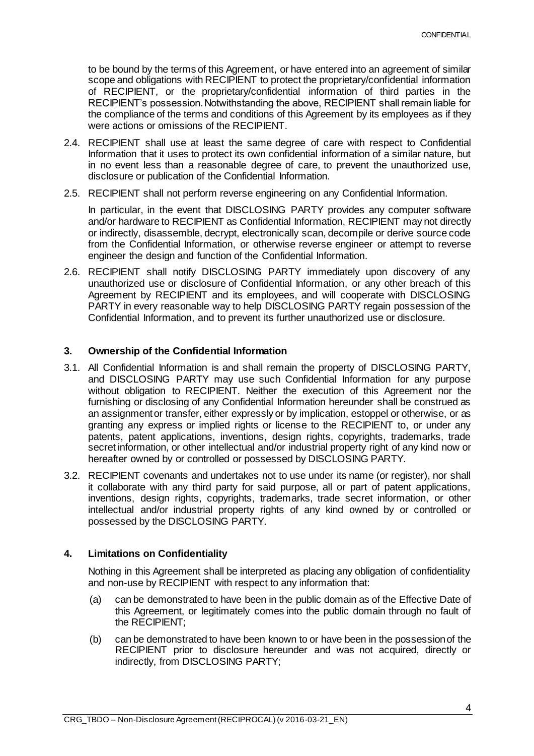to be bound by the terms of this Agreement, or have entered into an agreement of similar scope and obligations with RECIPIENT to protect the proprietary/confidential information of RECIPIENT, or the proprietary/confidential information of third parties in the RECIPIENT's possession. Notwithstanding the above, RECIPIENT shall remain liable for the compliance of the terms and conditions of this Agreement by its employees as if they were actions or omissions of the RECIPIENT.

2.4. RECIPIENT shall use at least the same degree of care with respect to Confidential Information that it uses to protect its own confidential information of a similar nature, but in no event less than a reasonable degree of care, to prevent the unauthorized use, disclosure or publication of the Confidential Information.

2.5. RECIPIENT shall not perform reverse engineering on any Confidential Information.

In particular, in the event that DISCLOSING PARTY provides any computer software and/or hardware to RECIPIENT as Confidential Information, RECIPIENT may not directly or indirectly, disassemble, decrypt, electronically scan, decompile or derive source code from the Confidential Information, or otherwise reverse engineer or attempt to reverse engineer the design and function of the Confidential Information.

2.6. RECIPIENT shall notify DISCLOSING PARTY immediately upon discovery of any unauthorized use or disclosure of Confidential Information, or any other breach of this Agreement by RECIPIENT and its employees, and will cooperate with DISCLOSING PARTY in every reasonable way to help DISCLOSING PARTY regain possession of the Confidential Information, and to prevent its further unauthorized use or disclosure.

### 3. Ownership of the Confidential Information

3.1. All Confidential Information is and shall remain the property of DISCLOSING PARTY, and DISCLOSING PARTY may use such Confidential Information for any purpose without obligation to RECIPIENT. Neither the execution of this Agreement nor the furnishing or disclosing of any Confidential Information hereunder shall be construed as an assignment or transfer, either expressly or by implication, estoppel or otherwise, or as granting any express or implied rights or license to the RECIPIENT to, or under any patents, patent applications, inventions, design rights, copyrights, trademarks, trade secret information, or other intellectual and/or industrial property right of any kind now or hereafter owned by or controlled or possessed by DISCLOSING PARTY.

3.2. RECIPIENT covenants and undertakes not to use under its name (or register), nor shall it collaborate with any third party for said purpose, all or part of patent applications, inventions, design rights, copyrights, trademarks, trade secret information, or other intellectual and/or industrial property rights of any kind owned by or controlled or possessed by the DISCLOSING PARTY.

### 4. Limitations on Confidentiality

Nothing in this Agreement shall be interpreted as placing any obligation of confidentiality and non-use by RECIPIENT with respect to any information that:

(a) can be demonstrated to have been in the public domain as of the Effective Date of this Agreement, or legitimately comes into the public domain through no fault of the RECIPIENT;

(b) can be demonstrated to have been known to or have been in the possession of the RECIPIENT prior to disclosure hereunder and was not acquired, directly or indirectly, from DISCLOSING PARTY;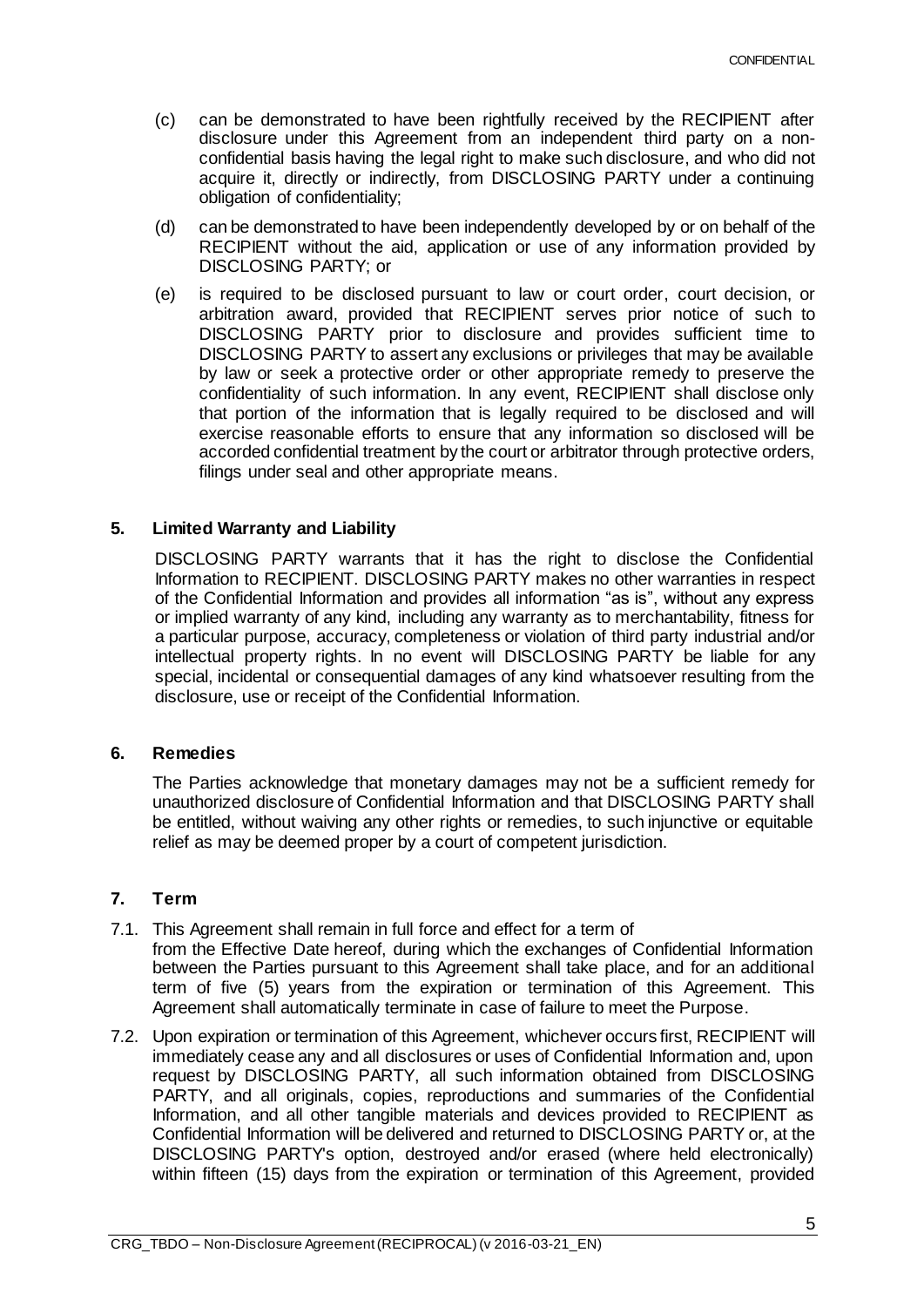(c) can be demonstrated to have been rightfully received by the RECIPIENT after disclosure under this Agreement from an independent third party on a non-confidential basis having the legal right to make such disclosure, and who did not acquire it, directly or indirectly, from DISCLOSING PARTY under a continuing obligation of confidentiality;

(d) can be demonstrated to have been independently developed by or on behalf of the RECIPIENT without the aid, application or use of any information provided by DISCLOSING PARTY; or

(e) is required to be disclosed pursuant to law or court order, court decision, or arbitration award, provided that RECIPIENT serves prior notice of such to DISCLOSING PARTY prior to disclosure and provides sufficient time to DISCLOSING PARTY to assert any exclusions or privileges that may be available by law or seek a protective order or other appropriate remedy to preserve the confidentiality of such information. In any event, RECIPIENT shall disclose only that portion of the information that is legally required to be disclosed and will exercise reasonable efforts to ensure that any information so disclosed will be accorded confidential treatment by the court or arbitrator through protective orders, filings under seal and other appropriate means.

## 5. Limited Warranty and Liability

DISCLOSING PARTY warrants that it has the right to disclose the Confidential Information to RECIPIENT. DISCLOSING PARTY makes no other warranties in respect of the Confidential Information and provides all information "as is", without any express or implied warranty of any kind, including any warranty as to merchantability, fitness for a particular purpose, accuracy, completeness or violation of third party industrial and/or intellectual property rights. In no event will DISCLOSING PARTY be liable for any special, incidental or consequential damages of any kind whatsoever resulting from the disclosure, use or receipt of the Confidential Information.

## 6. Remedies

The Parties acknowledge that monetary damages may not be a sufficient remedy for unauthorized disclosure of Confidential Information and that DISCLOSING PARTY shall be entitled, without waiving any other rights or remedies, to such injunctive or equitable relief as may be deemed proper by a court of competent jurisdiction.

## 7. Term

7.1. This Agreement shall remain in full force and effect for a term of from the Effective Date hereof, during which the exchanges of Confidential Information between the Parties pursuant to this Agreement shall take place, and for an additional term of five (5) years from the expiration or termination of this Agreement. This Agreement shall automatically terminate in case of failure to meet the Purpose.

7.2. Upon expiration or termination of this Agreement, whichever occurs first, RECIPIENT will immediately cease any and all disclosures or uses of Confidential Information and, upon request by DISCLOSING PARTY, all such information obtained from DISCLOSING PARTY, and all originals, copies, reproductions and summaries of the Confidential Information, and all other tangible materials and devices provided to RECIPIENT as Confidential Information will be delivered and returned to DISCLOSING PARTY or, at the DISCLOSING PARTY's option, destroyed and/or erased (where held electronically) within fifteen (15) days from the expiration or termination of this Agreement, provided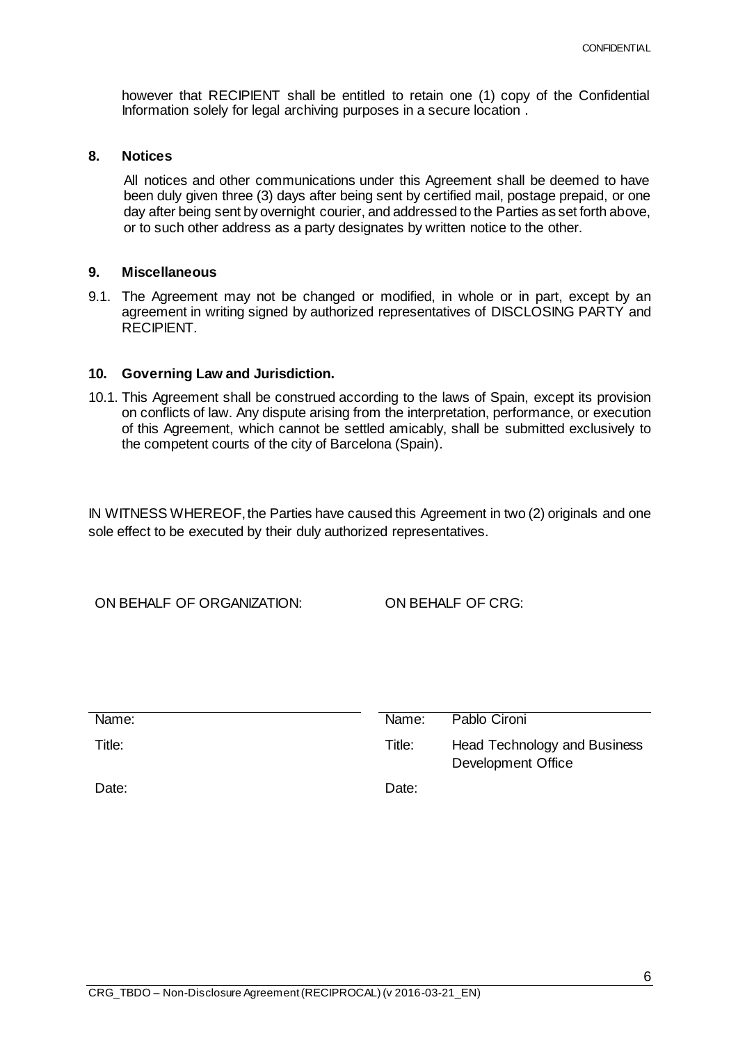however that RECIPIENT shall be entitled to retain one (1) copy of the Confidential Information solely for legal archiving purposes in a secure location .

## 8. Notices

All notices and other communications under this Agreement shall be deemed to have been duly given three (3) days after being sent by certified mail, postage prepaid, or one day after being sent by overnight courier, and addressed to the Parties as set forth above, or to such other address as a party designates by written notice to the other.

## 9. Miscellaneous

9.1. The Agreement may not be changed or modified, in whole or in part, except by an agreement in writing signed by authorized representatives of DISCLOSING PARTY and RECIPIENT.

## 10. Governing Law and Jurisdiction.

10.1. This Agreement shall be construed according to the laws of Spain, except its provision on conflicts of law. Any dispute arising from the interpretation, performance, or execution of this Agreement, which cannot be settled amicably, shall be submitted exclusively to the competent courts of the city of Barcelona (Spain).

IN WITNESS WHEREOF, the Parties have caused this Agreement in two (2) originals and one sole effect to be executed by their duly authorized representatives.

| ON BEHALF OF ORGANIZATION: | ON BEHALF OF CRG: |
| --- | --- |
| Name: | Name: Pablo Cironi |
| Title: | Title: Head Technology and Business Development Office |
| Date: | Date: |